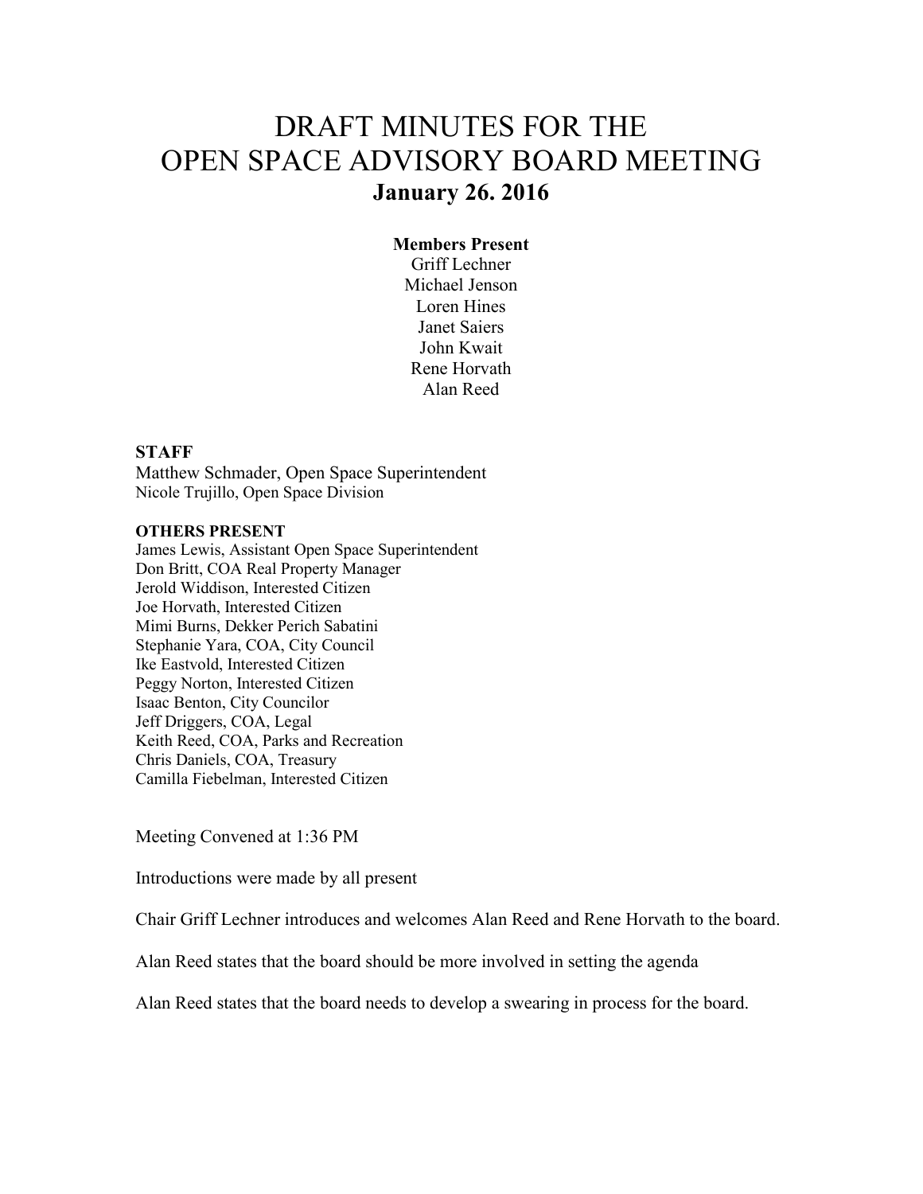# DRAFT MINUTES FOR THE OPEN SPACE ADVISORY BOARD MEETING

**January 26. 2016**

**Members Present**

Griff Lechner
Michael Jenson
Loren Hines
Janet Saiers
John Kwait
Rene Horvath
Alan Reed

**STAFF**

Matthew Schmader, Open Space Superintendent
Nicole Trujillo, Open Space Division

**OTHERS PRESENT**

James Lewis, Assistant Open Space Superintendent
Don Britt, COA Real Property Manager
Jerold Widdison, Interested Citizen
Joe Horvath, Interested Citizen
Mimi Burns, Dekker Perich Sabatini
Stephanie Yara, COA, City Council
Ike Eastvold, Interested Citizen
Peggy Norton, Interested Citizen
Isaac Benton, City Councilor
Jeff Driggers, COA, Legal
Keith Reed, COA, Parks and Recreation
Chris Daniels, COA, Treasury
Camilla Fiebelman, Interested Citizen

Meeting Convened at 1:36 PM

Introductions were made by all present

Chair Griff Lechner introduces and welcomes Alan Reed and Rene Horvath to the board.

Alan Reed states that the board should be more involved in setting the agenda

Alan Reed states that the board needs to develop a swearing in process for the board.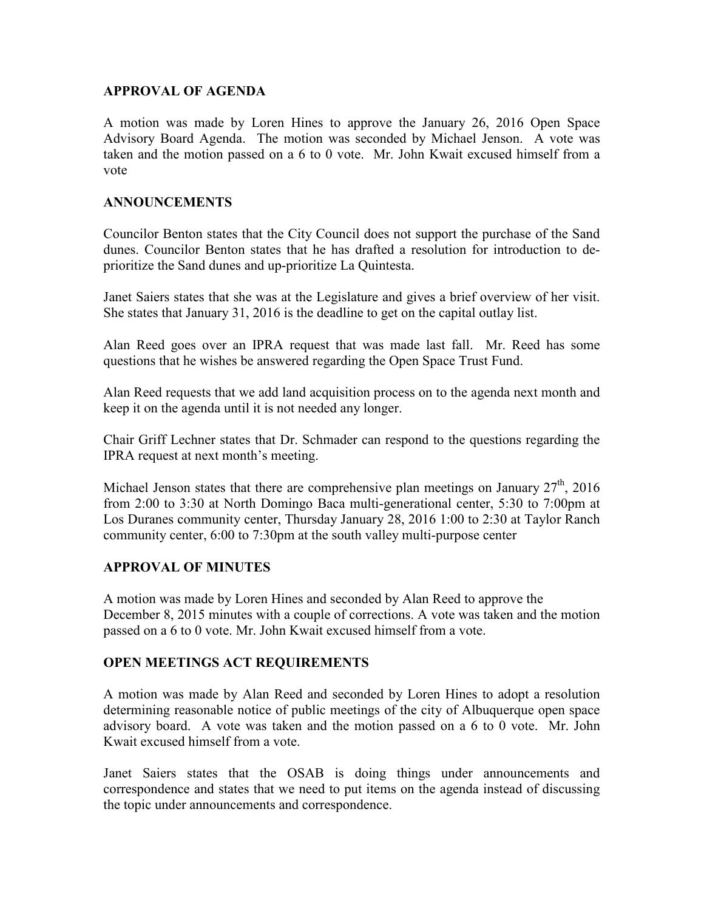## APPROVAL OF AGENDA

A motion was made by Loren Hines to approve the January 26, 2016 Open Space Advisory Board Agenda. The motion was seconded by Michael Jenson. A vote was taken and the motion passed on a 6 to 0 vote. Mr. John Kwait excused himself from a vote

## ANNOUNCEMENTS

Councilor Benton states that the City Council does not support the purchase of the Sand dunes. Councilor Benton states that he has drafted a resolution for introduction to de-prioritize the Sand dunes and up-prioritize La Quintesta.

Janet Saiers states that she was at the Legislature and gives a brief overview of her visit. She states that January 31, 2016 is the deadline to get on the capital outlay list.

Alan Reed goes over an IPRA request that was made last fall. Mr. Reed has some questions that he wishes be answered regarding the Open Space Trust Fund.

Alan Reed requests that we add land acquisition process on to the agenda next month and keep it on the agenda until it is not needed any longer.

Chair Griff Lechner states that Dr. Schmader can respond to the questions regarding the IPRA request at next month's meeting.

Michael Jenson states that there are comprehensive plan meetings on January 27th, 2016 from 2:00 to 3:30 at North Domingo Baca multi-generational center, 5:30 to 7:00pm at Los Duranes community center, Thursday January 28, 2016 1:00 to 2:30 at Taylor Ranch community center, 6:00 to 7:30pm at the south valley multi-purpose center

## APPROVAL OF MINUTES

A motion was made by Loren Hines and seconded by Alan Reed to approve the December 8, 2015 minutes with a couple of corrections. A vote was taken and the motion passed on a 6 to 0 vote. Mr. John Kwait excused himself from a vote.

## OPEN MEETINGS ACT REQUIREMENTS

A motion was made by Alan Reed and seconded by Loren Hines to adopt a resolution determining reasonable notice of public meetings of the city of Albuquerque open space advisory board. A vote was taken and the motion passed on a 6 to 0 vote. Mr. John Kwait excused himself from a vote.

Janet Saiers states that the OSAB is doing things under announcements and correspondence and states that we need to put items on the agenda instead of discussing the topic under announcements and correspondence.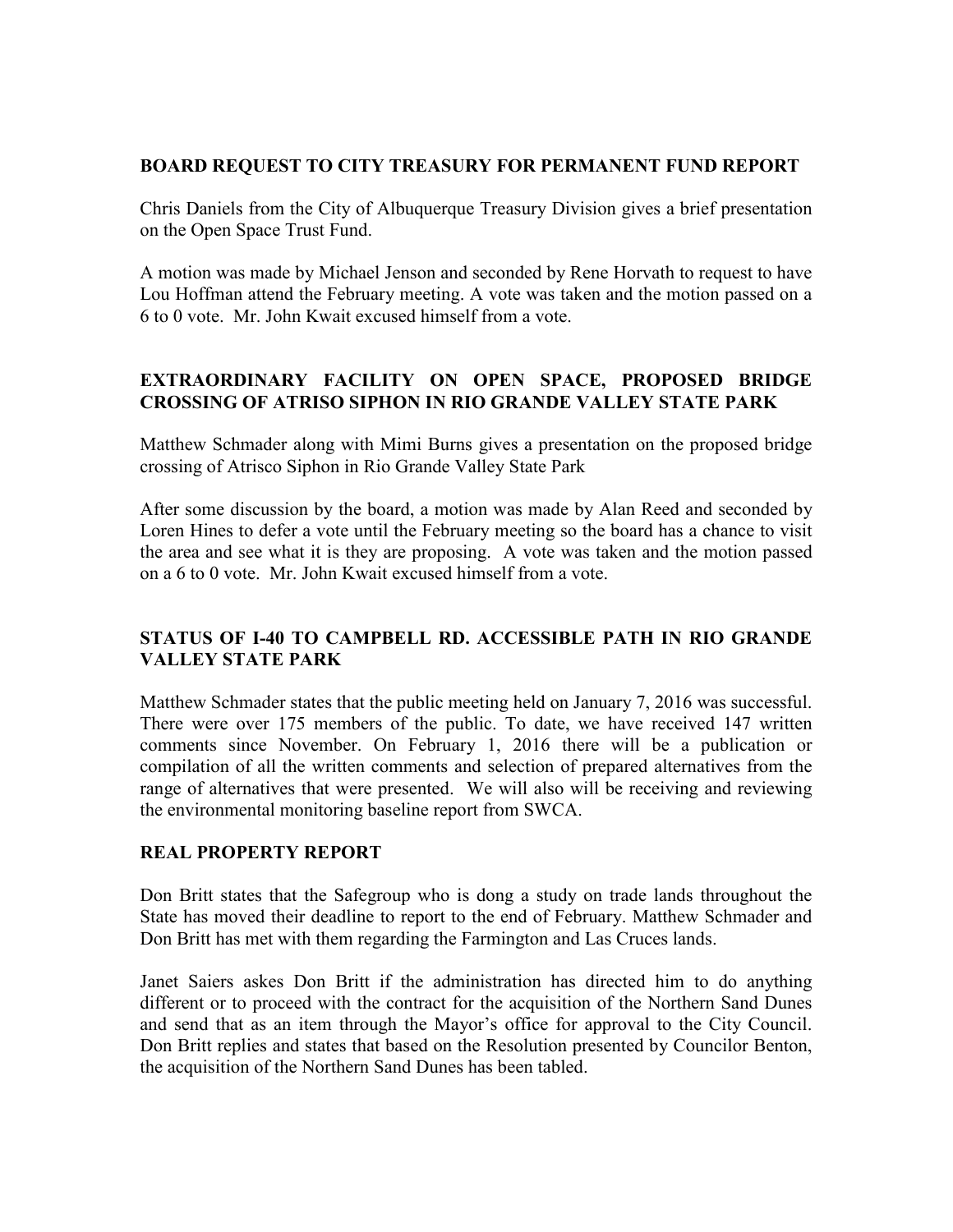**BOARD REQUEST TO CITY TREASURY FOR PERMANENT FUND REPORT**

Chris Daniels from the City of Albuquerque Treasury Division gives a brief presentation on the Open Space Trust Fund.

A motion was made by Michael Jenson and seconded by Rene Horvath to request to have Lou Hoffman attend the February meeting. A vote was taken and the motion passed on a 6 to 0 vote. Mr. John Kwait excused himself from a vote.

**EXTRAORDINARY FACILITY ON OPEN SPACE, PROPOSED BRIDGE CROSSING OF ATRISO SIPHON IN RIO GRANDE VALLEY STATE PARK**

Matthew Schmader along with Mimi Burns gives a presentation on the proposed bridge crossing of Atrisco Siphon in Rio Grande Valley State Park

After some discussion by the board, a motion was made by Alan Reed and seconded by Loren Hines to defer a vote until the February meeting so the board has a chance to visit the area and see what it is they are proposing. A vote was taken and the motion passed on a 6 to 0 vote. Mr. John Kwait excused himself from a vote.

**STATUS OF I-40 TO CAMPBELL RD. ACCESSIBLE PATH IN RIO GRANDE VALLEY STATE PARK**

Matthew Schmader states that the public meeting held on January 7, 2016 was successful. There were over 175 members of the public. To date, we have received 147 written comments since November. On February 1, 2016 there will be a publication or compilation of all the written comments and selection of prepared alternatives from the range of alternatives that were presented. We will also will be receiving and reviewing the environmental monitoring baseline report from SWCA.

**REAL PROPERTY REPORT**

Don Britt states that the Safegroup who is dong a study on trade lands throughout the State has moved their deadline to report to the end of February. Matthew Schmader and Don Britt has met with them regarding the Farmington and Las Cruces lands.

Janet Saiers askes Don Britt if the administration has directed him to do anything different or to proceed with the contract for the acquisition of the Northern Sand Dunes and send that as an item through the Mayor's office for approval to the City Council. Don Britt replies and states that based on the Resolution presented by Councilor Benton, the acquisition of the Northern Sand Dunes has been tabled.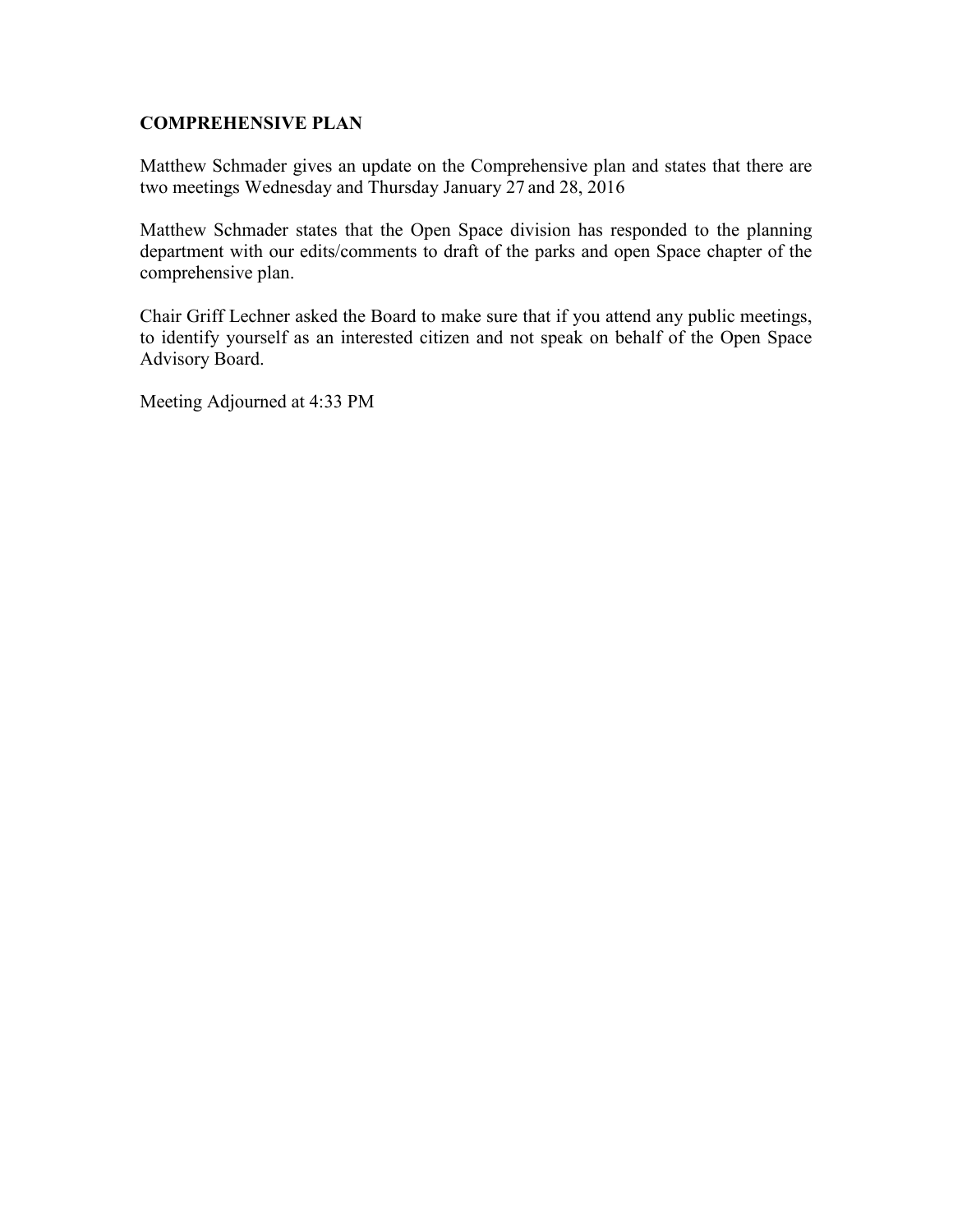**COMPREHENSIVE PLAN**

Matthew Schmader gives an update on the Comprehensive plan and states that there are two meetings Wednesday and Thursday January 27 and 28, 2016

Matthew Schmader states that the Open Space division has responded to the planning department with our edits/comments to draft of the parks and open Space chapter of the comprehensive plan.

Chair Griff Lechner asked the Board to make sure that if you attend any public meetings, to identify yourself as an interested citizen and not speak on behalf of the Open Space Advisory Board.

Meeting Adjourned at 4:33 PM